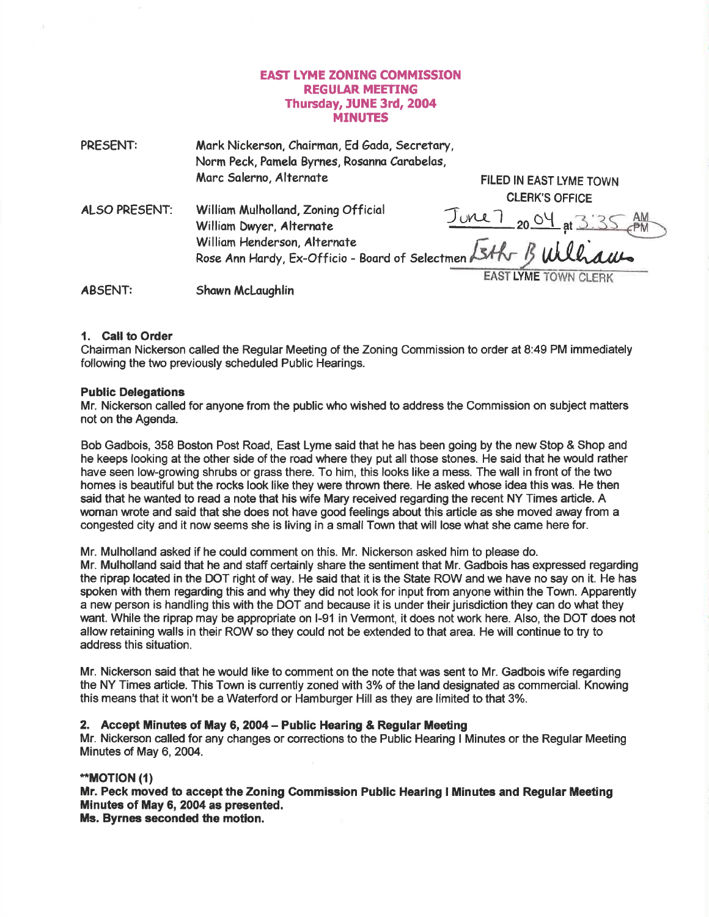# EAST LYME ZONING COMMISSION
## REGULAR MEETING
## Thursday, JUNE 3rd, 2004
## MINUTES

PRESENT: Mark Nickerson, Chairman, Ed Gada, Secretary, Norm Peck, Pamela Byrnes, Rosanna Carabelas, Marc Salerno, Alternate

ALSO PRESENT: William Mulholland, Zoning Official
William Dwyer, Alternate
William Henderson, Alternate
Rose Ann Hardy, Ex-Officio - Board of Selectmen

ABSENT: Shawn McLaughlin

FILED IN EAST LYME TOWN CLERK'S OFFICE
June 7 2004 at 3:35 PM
Esther B Williams
EAST LYME TOWN CLERK

**1. Call to Order**
Chairman Nickerson called the Regular Meeting of the Zoning Commission to order at 8:49 PM immediately following the two previously scheduled Public Hearings.

**Public Delegations**
Mr. Nickerson called for anyone from the public who wished to address the Commission on subject matters not on the Agenda.

Bob Gadbois, 358 Boston Post Road, East Lyme said that he has been going by the new Stop & Shop and he keeps looking at the other side of the road where they put all those stones. He said that he would rather have seen low-growing shrubs or grass there. To him, this looks like a mess. The wall in front of the two homes is beautiful but the rocks look like they were thrown there. He asked whose idea this was. He then said that he wanted to read a note that his wife Mary received regarding the recent NY Times article. A woman wrote and said that she does not have good feelings about this article as she moved away from a congested city and it now seems she is living in a small Town that will lose what she came here for.

Mr. Mulholland asked if he could comment on this. Mr. Nickerson asked him to please do.
Mr. Mulholland said that he and staff certainly share the sentiment that Mr. Gadbois has expressed regarding the riprap located in the DOT right of way. He said that it is the State ROW and we have no say on it. He has spoken with them regarding this and why they did not look for input from anyone within the Town. Apparently a new person is handling this with the DOT and because it is under their jurisdiction they can do what they want. While the riprap may be appropriate on I-91 in Vermont, it does not work here. Also, the DOT does not allow retaining walls in their ROW so they could not be extended to that area. He will continue to try to address this situation.

Mr. Nickerson said that he would like to comment on the note that was sent to Mr. Gadbois wife regarding the NY Times article. This Town is currently zoned with 3% of the land designated as commercial. Knowing this means that it won't be a Waterford or Hamburger Hill as they are limited to that 3%.

**2. Accept Minutes of May 6, 2004 – Public Hearing & Regular Meeting**
Mr. Nickerson called for any changes or corrections to the Public Hearing I Minutes or the Regular Meeting Minutes of May 6, 2004.

**\*\*MOTION (1)**
**Mr. Peck moved to accept the Zoning Commission Public Hearing I Minutes and Regular Meeting Minutes of May 6, 2004 as presented.**
**Ms. Byrnes seconded the motion.**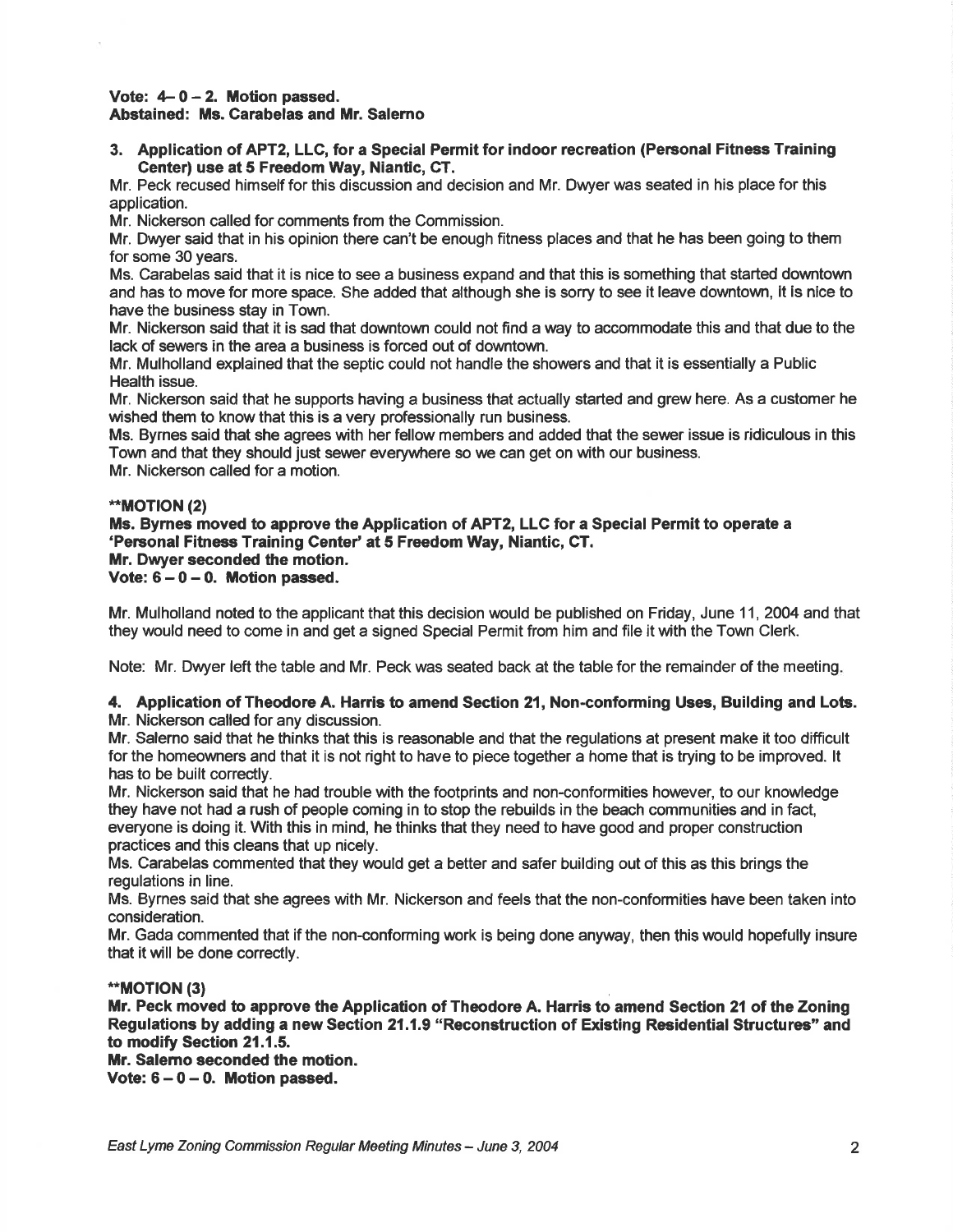**Vote: 4– 0 – 2. Motion passed.**
**Abstained: Ms. Carabelas and Mr. Salerno**

**3. Application of APT2, LLC, for a Special Permit for indoor recreation (Personal Fitness Training Center) use at 5 Freedom Way, Niantic, CT.**

Mr. Peck recused himself for this discussion and decision and Mr. Dwyer was seated in his place for this application.

Mr. Nickerson called for comments from the Commission.

Mr. Dwyer said that in his opinion there can't be enough fitness places and that he has been going to them for some 30 years.

Ms. Carabelas said that it is nice to see a business expand and that this is something that started downtown and has to move for more space. She added that although she is sorry to see it leave downtown, it is nice to have the business stay in Town.

Mr. Nickerson said that it is sad that downtown could not find a way to accommodate this and that due to the lack of sewers in the area a business is forced out of downtown.

Mr. Mulholland explained that the septic could not handle the showers and that it is essentially a Public Health issue.

Mr. Nickerson said that he supports having a business that actually started and grew here. As a customer he wished them to know that this is a very professionally run business.

Ms. Byrnes said that she agrees with her fellow members and added that the sewer issue is ridiculous in this Town and that they should just sewer everywhere so we can get on with our business.

Mr. Nickerson called for a motion.

****MOTION (2)**
**Ms. Byrnes moved to approve the Application of APT2, LLC for a Special Permit to operate a 'Personal Fitness Training Center' at 5 Freedom Way, Niantic, CT.**
**Mr. Dwyer seconded the motion.**
**Vote: 6 – 0 – 0. Motion passed.**

Mr. Mulholland noted to the applicant that this decision would be published on Friday, June 11, 2004 and that they would need to come in and get a signed Special Permit from him and file it with the Town Clerk.

Note: Mr. Dwyer left the table and Mr. Peck was seated back at the table for the remainder of the meeting.

**4. Application of Theodore A. Harris to amend Section 21, Non-conforming Uses, Building and Lots.**

Mr. Nickerson called for any discussion.

Mr. Salerno said that he thinks that this is reasonable and that the regulations at present make it too difficult for the homeowners and that it is not right to have to piece together a home that is trying to be improved. It has to be built correctly.

Mr. Nickerson said that he had trouble with the footprints and non-conformities however, to our knowledge they have not had a rush of people coming in to stop the rebuilds in the beach communities and in fact, everyone is doing it. With this in mind, he thinks that they need to have good and proper construction practices and this cleans that up nicely.

Ms. Carabelas commented that they would get a better and safer building out of this as this brings the regulations in line.

Ms. Byrnes said that she agrees with Mr. Nickerson and feels that the non-conformities have been taken into consideration.

Mr. Gada commented that if the non-conforming work is being done anyway, then this would hopefully insure that it will be done correctly.

****MOTION (3)**
**Mr. Peck moved to approve the Application of Theodore A. Harris to amend Section 21 of the Zoning Regulations by adding a new Section 21.1.9 "Reconstruction of Existing Residential Structures" and to modify Section 21.1.5.**
**Mr. Salerno seconded the motion.**
**Vote: 6 – 0 – 0. Motion passed.**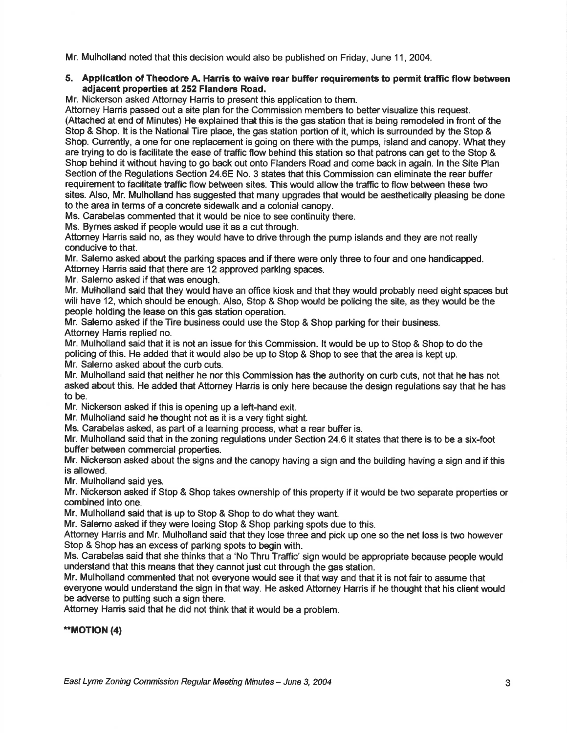Mr. Mulholland noted that this decision would also be published on Friday, June 11, 2004.

**5. Application of Theodore A. Harris to waive rear buffer requirements to permit traffic flow between adjacent properties at 252 Flanders Road.**

Mr. Nickerson asked Attorney Harris to present this application to them.

Attorney Harris passed out a site plan for the Commission members to better visualize this request. (Attached at end of Minutes) He explained that this is the gas station that is being remodeled in front of the Stop & Shop. It is the National Tire place, the gas station portion of it, which is surrounded by the Stop & Shop. Currently, a one for one replacement is going on there with the pumps, island and canopy. What they are trying to do is facilitate the ease of traffic flow behind this station so that patrons can get to the Stop & Shop behind it without having to go back out onto Flanders Road and come back in again. In the Site Plan Section of the Regulations Section 24.6E No. 3 states that this Commission can eliminate the rear buffer requirement to facilitate traffic flow between sites. This would allow the traffic to flow between these two sites. Also, Mr. Mulholland has suggested that many upgrades that would be aesthetically pleasing be done to the area in terms of a concrete sidewalk and a colonial canopy.

Ms. Carabelas commented that it would be nice to see continuity there.

Ms. Byrnes asked if people would use it as a cut through.

Attorney Harris said no, as they would have to drive through the pump islands and they are not really conducive to that.

Mr. Salerno asked about the parking spaces and if there were only three to four and one handicapped.

Attorney Harris said that there are 12 approved parking spaces.

Mr. Salerno asked if that was enough.

Mr. Mulholland said that they would have an office kiosk and that they would probably need eight spaces but will have 12, which should be enough. Also, Stop & Shop would be policing the site, as they would be the people holding the lease on this gas station operation.

Mr. Salerno asked if the Tire business could use the Stop & Shop parking for their business.

Attorney Harris replied no.

Mr. Mulholland said that it is not an issue for this Commission. It would be up to Stop & Shop to do the policing of this. He added that it would also be up to Stop & Shop to see that the area is kept up.

Mr. Salerno asked about the curb cuts.

Mr. Mulholland said that neither he nor this Commission has the authority on curb cuts, not that he has not asked about this. He added that Attorney Harris is only here because the design regulations say that he has to be.

Mr. Nickerson asked if this is opening up a left-hand exit.

Mr. Mulholland said he thought not as it is a very tight sight.

Ms. Carabelas asked, as part of a learning process, what a rear buffer is.

Mr. Mulholland said that in the zoning regulations under Section 24.6 it states that there is to be a six-foot buffer between commercial properties.

Mr. Nickerson asked about the signs and the canopy having a sign and the building having a sign and if this is allowed.

Mr. Mulholland said yes.

Mr. Nickerson asked if Stop & Shop takes ownership of this property if it would be two separate properties or combined into one.

Mr. Mulholland said that is up to Stop & Shop to do what they want.

Mr. Salerno asked if they were losing Stop & Shop parking spots due to this.

Attorney Harris and Mr. Mulholland said that they lose three and pick up one so the net loss is two however Stop & Shop has an excess of parking spots to begin with.

Ms. Carabelas said that she thinks that a 'No Thru Traffic' sign would be appropriate because people would understand that this means that they cannot just cut through the gas station.

Mr. Mulholland commented that not everyone would see it that way and that it is not fair to assume that everyone would understand the sign in that way. He asked Attorney Harris if he thought that his client would be adverse to putting such a sign there.

Attorney Harris said that he did not think that it would be a problem.

**\*\*MOTION (4)**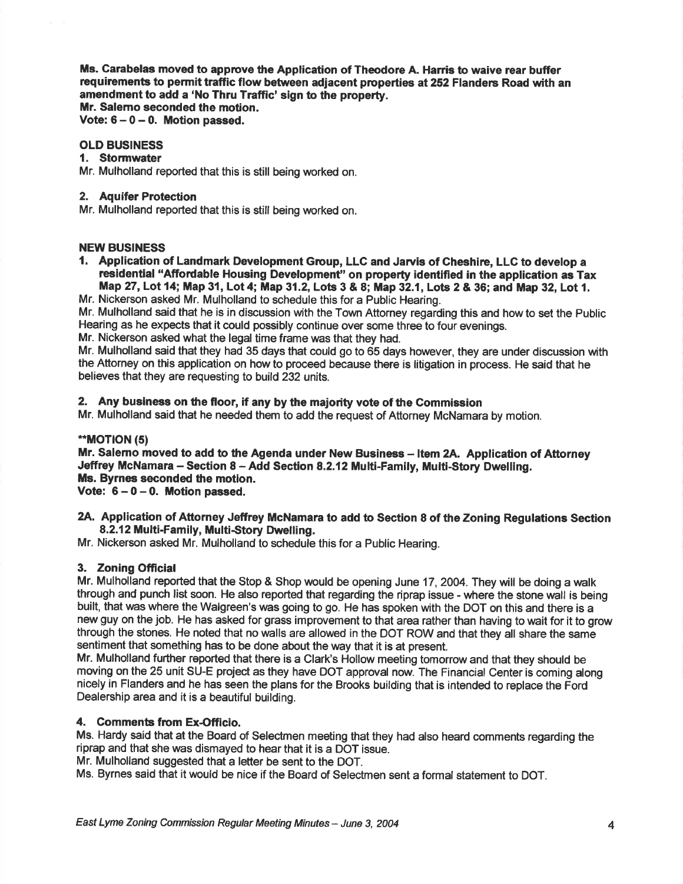**Ms. Carabelas moved to approve the Application of Theodore A. Harris to waive rear buffer requirements to permit traffic flow between adjacent properties at 252 Flanders Road with an amendment to add a 'No Thru Traffic' sign to the property.**
**Mr. Salerno seconded the motion.**
**Vote: 6 – 0 – 0. Motion passed.**

**OLD BUSINESS**

**1. Stormwater**

Mr. Mulholland reported that this is still being worked on.

**2. Aquifer Protection**

Mr. Mulholland reported that this is still being worked on.

**NEW BUSINESS**

**1. Application of Landmark Development Group, LLC and Jarvis of Cheshire, LLC to develop a residential "Affordable Housing Development" on property identified in the application as Tax Map 27, Lot 14; Map 31, Lot 4; Map 31.2, Lots 3 & 8; Map 32.1, Lots 2 & 36; and Map 32, Lot 1.**

Mr. Nickerson asked Mr. Mulholland to schedule this for a Public Hearing.

Mr. Mulholland said that he is in discussion with the Town Attorney regarding this and how to set the Public Hearing as he expects that it could possibly continue over some three to four evenings.

Mr. Nickerson asked what the legal time frame was that they had.

Mr. Mulholland said that they had 35 days that could go to 65 days however, they are under discussion with the Attorney on this application on how to proceed because there is litigation in process. He said that he believes that they are requesting to build 232 units.

**2. Any business on the floor, if any by the majority vote of the Commission**

Mr. Mulholland said that he needed them to add the request of Attorney McNamara by motion.

**\*\*MOTION (5)**
**Mr. Salerno moved to add to the Agenda under New Business – Item 2A. Application of Attorney Jeffrey McNamara – Section 8 – Add Section 8.2.12 Multi-Family, Multi-Story Dwelling.**
**Ms. Byrnes seconded the motion.**
**Vote: 6 – 0 – 0. Motion passed.**

**2A. Application of Attorney Jeffrey McNamara to add to Section 8 of the Zoning Regulations Section 8.2.12 Multi-Family, Multi-Story Dwelling.**

Mr. Nickerson asked Mr. Mulholland to schedule this for a Public Hearing.

**3. Zoning Official**

Mr. Mulholland reported that the Stop & Shop would be opening June 17, 2004. They will be doing a walk through and punch list soon. He also reported that regarding the riprap issue - where the stone wall is being built, that was where the Walgreen's was going to go. He has spoken with the DOT on this and there is a new guy on the job. He has asked for grass improvement to that area rather than having to wait for it to grow through the stones. He noted that no walls are allowed in the DOT ROW and that they all share the same sentiment that something has to be done about the way that it is at present.

Mr. Mulholland further reported that there is a Clark's Hollow meeting tomorrow and that they should be moving on the 25 unit SU-E project as they have DOT approval now. The Financial Center is coming along nicely in Flanders and he has seen the plans for the Brooks building that is intended to replace the Ford Dealership area and it is a beautiful building.

**4. Comments from Ex-Officio.**

Ms. Hardy said that at the Board of Selectmen meeting that they had also heard comments regarding the riprap and that she was dismayed to hear that it is a DOT issue.

Mr. Mulholland suggested that a letter be sent to the DOT.

Ms. Byrnes said that it would be nice if the Board of Selectmen sent a formal statement to DOT.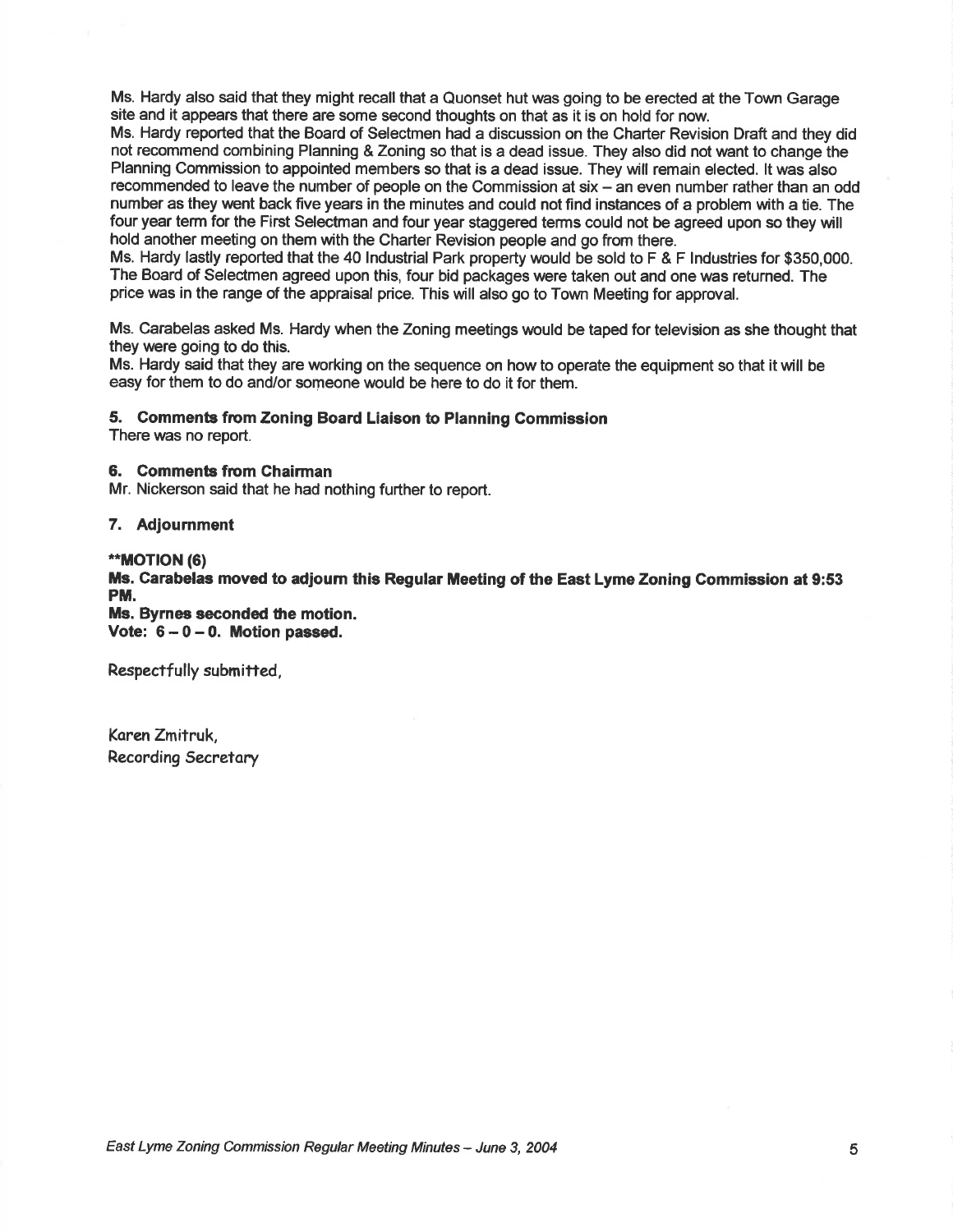Ms. Hardy also said that they might recall that a Quonset hut was going to be erected at the Town Garage site and it appears that there are some second thoughts on that as it is on hold for now.

Ms. Hardy reported that the Board of Selectmen had a discussion on the Charter Revision Draft and they did not recommend combining Planning & Zoning so that is a dead issue. They also did not want to change the Planning Commission to appointed members so that is a dead issue. They will remain elected. It was also recommended to leave the number of people on the Commission at six – an even number rather than an odd number as they went back five years in the minutes and could not find instances of a problem with a tie. The four year term for the First Selectman and four year staggered terms could not be agreed upon so they will hold another meeting on them with the Charter Revision people and go from there.

Ms. Hardy lastly reported that the 40 Industrial Park property would be sold to F & F Industries for $350,000. The Board of Selectmen agreed upon this, four bid packages were taken out and one was returned. The price was in the range of the appraisal price. This will also go to Town Meeting for approval.

Ms. Carabelas asked Ms. Hardy when the Zoning meetings would be taped for television as she thought that they were going to do this.

Ms. Hardy said that they are working on the sequence on how to operate the equipment so that it will be easy for them to do and/or someone would be here to do it for them.

### 5. Comments from Zoning Board Liaison to Planning Commission

There was no report.

### 6. Comments from Chairman

Mr. Nickerson said that he had nothing further to report.

### 7. Adjournment

**\*\*MOTION (6)**

**Ms. Carabelas moved to adjourn this Regular Meeting of the East Lyme Zoning Commission at 9:53 PM.**

**Ms. Byrnes seconded the motion.**

**Vote: 6 – 0 – 0. Motion passed.**

Respectfully submitted,

Karen Zmitruk,
Recording Secretary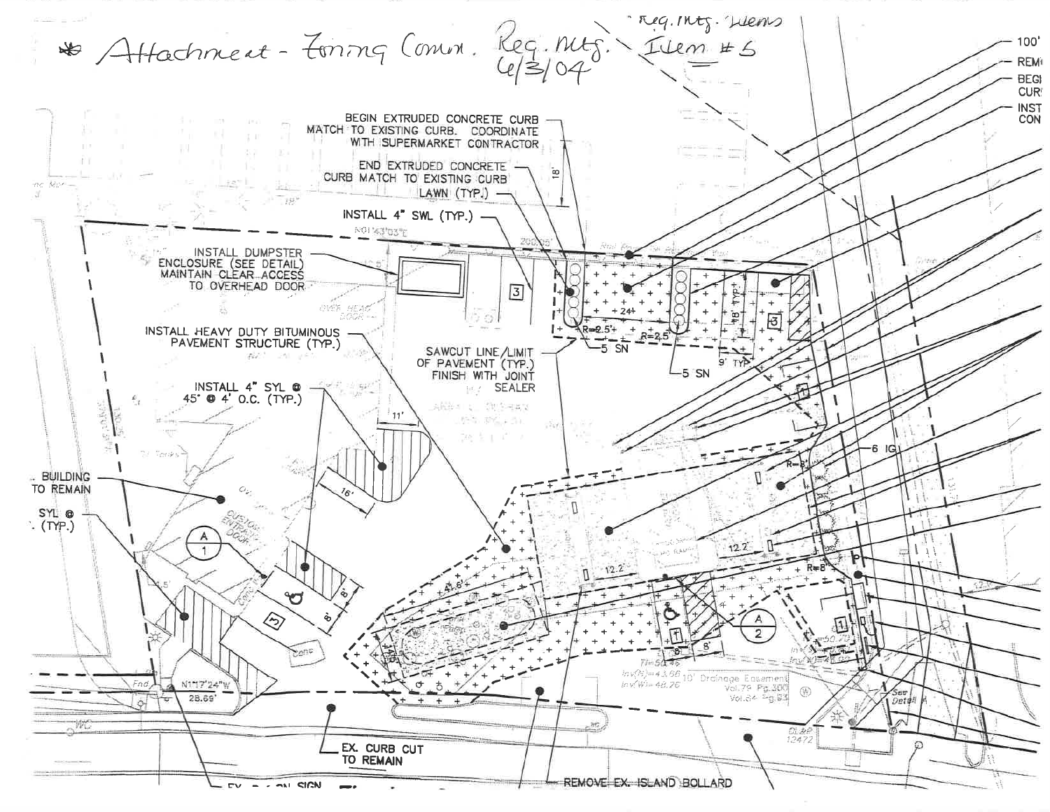\* Attachment - Zoning Comm. Reg. Mtg. 6/3/04

"Reg. Mtg. Items
Item #5

BEGIN EXTRUDED CONCRETE CURB MATCH TO EXISTING CURB. COORDINATE WITH SUPERMARKET CONTRACTOR

END EXTRUDED CONCRETE CURB MATCH TO EXISTING CURB

LAWN (TYP.)

INSTALL 4" SWL (TYP.)

INSTALL DUMPSTER ENCLOSURE (SEE DETAIL) MAINTAIN CLEAR ACCESS TO OVERHEAD DOOR

INSTALL HEAVY DUTY BITUMINOUS PAVEMENT STRUCTURE (TYP.)

SAWCUT LINE/LIMIT OF PAVEMENT (TYP.) FINISH WITH JOINT SEALER

INSTALL 4" SYL @ 45° @ 4' O.C. (TYP.)

BUILDING TO REMAIN

SYL @ (TYP.)

5 SN

5 SN

6 IG

9' TYP.

R=2.5'

N01°43'03"E

N1°17'24"W 28.69'

10' Drainage Easement Vol.79 Pg.300 Vol.64 Pg.83

EX. CURB CUT TO REMAIN

REMOVE EX. ISLAND BOLLARD

100'

REM

BEGI CUR

INST CON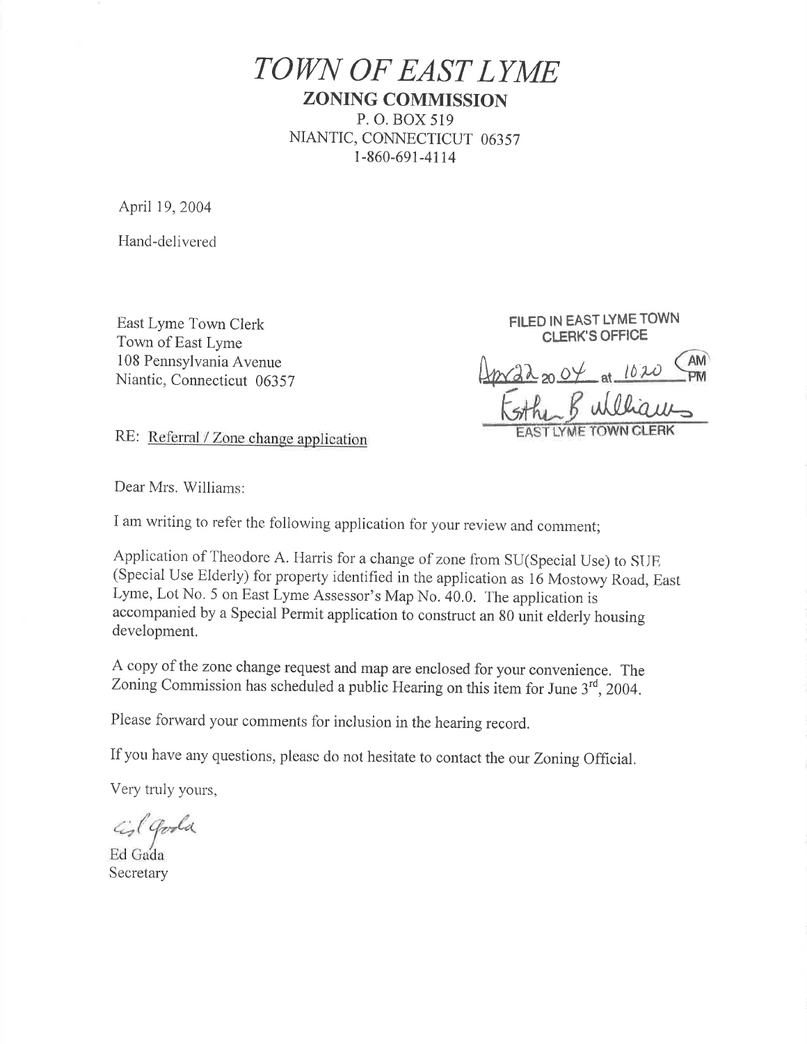# *TOWN OF EAST LYME*

## ZONING COMMISSION

P. O. BOX 519
NIANTIC, CONNECTICUT 06357
1-860-691-4114

April 19, 2004

Hand-delivered

East Lyme Town Clerk
Town of East Lyme
108 Pennsylvania Avenue
Niantic, Connecticut 06357

FILED IN EAST LYME TOWN CLERK'S OFFICE
Apr 22 20 04 at 10 20 AM
Esther B Williams
EAST LYME TOWN CLERK

RE: Referral / Zone change application

Dear Mrs. Williams:

I am writing to refer the following application for your review and comment;

Application of Theodore A. Harris for a change of zone from SU(Special Use) to SUE (Special Use Elderly) for property identified in the application as 16 Mostowy Road, East Lyme, Lot No. 5 on East Lyme Assessor's Map No. 40.0. The application is accompanied by a Special Permit application to construct an 80 unit elderly housing development.

A copy of the zone change request and map are enclosed for your convenience. The Zoning Commission has scheduled a public Hearing on this item for June 3rd, 2004.

Please forward your comments for inclusion in the hearing record.

If you have any questions, please do not hesitate to contact the our Zoning Official.

Very truly yours,

Ed Gada

Ed Gada
Secretary